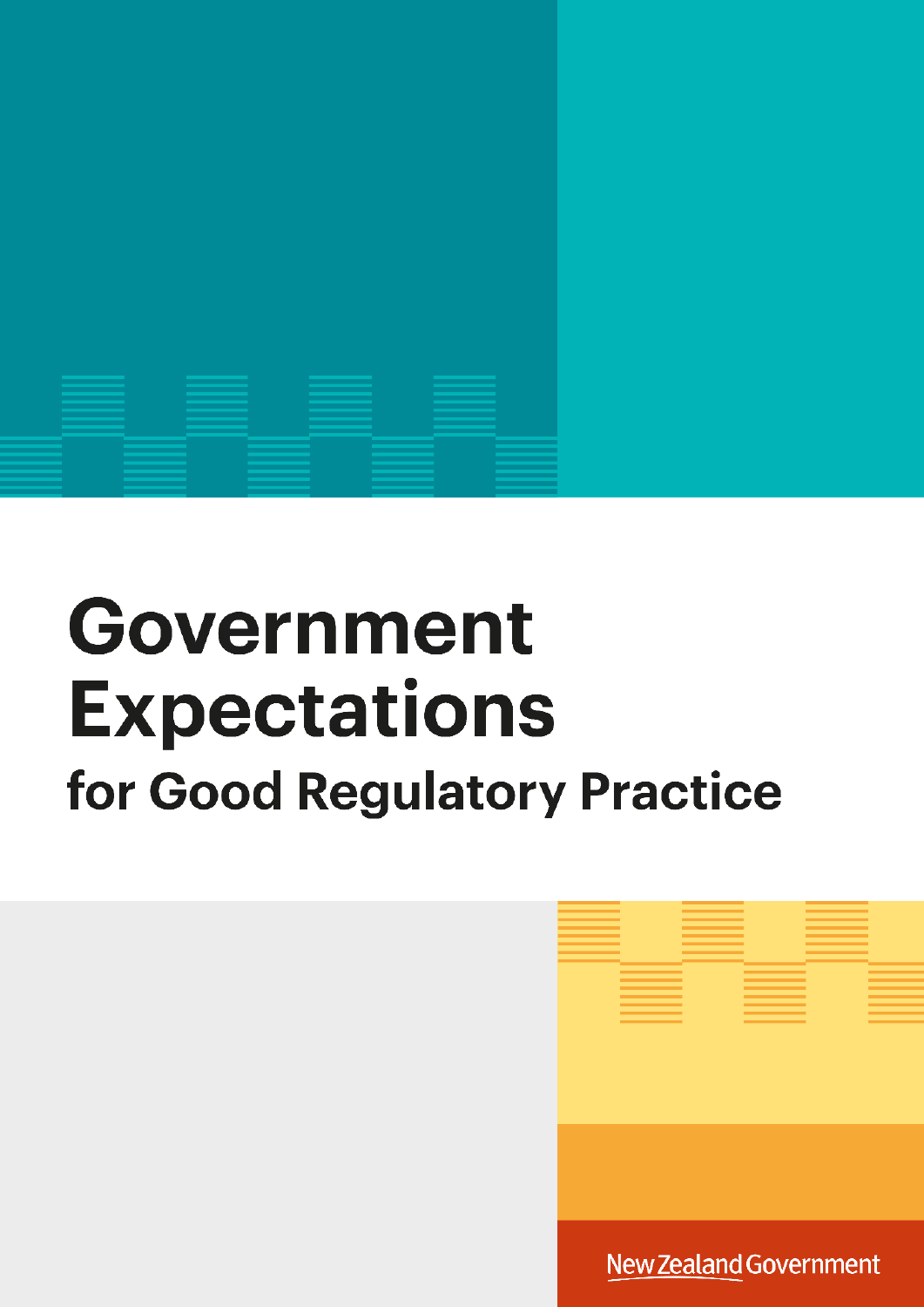# Government Expectations

## for Good Regulatory Practice

New Zealand Government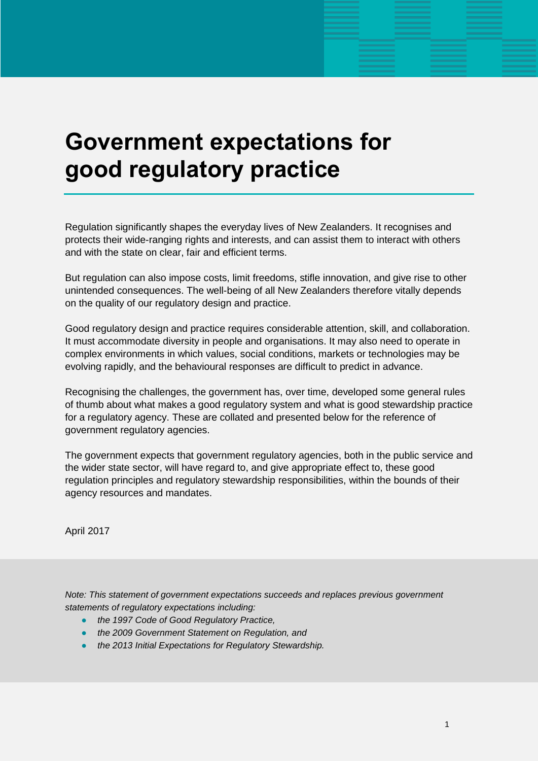# Government expectations for good regulatory practice

Regulation significantly shapes the everyday lives of New Zealanders. It recognises and protects their wide-ranging rights and interests, and can assist them to interact with others and with the state on clear, fair and efficient terms.

But regulation can also impose costs, limit freedoms, stifle innovation, and give rise to other unintended consequences. The well-being of all New Zealanders therefore vitally depends on the quality of our regulatory design and practice.

Good regulatory design and practice requires considerable attention, skill, and collaboration. It must accommodate diversity in people and organisations. It may also need to operate in complex environments in which values, social conditions, markets or technologies may be evolving rapidly, and the behavioural responses are difficult to predict in advance.

Recognising the challenges, the government has, over time, developed some general rules of thumb about what makes a good regulatory system and what is good stewardship practice for a regulatory agency. These are collated and presented below for the reference of government regulatory agencies.

The government expects that government regulatory agencies, both in the public service and the wider state sector, will have regard to, and give appropriate effect to, these good regulation principles and regulatory stewardship responsibilities, within the bounds of their agency resources and mandates.

April 2017

*Note: This statement of government expectations succeeds and replaces previous government statements of regulatory expectations including:*

- *the 1997 Code of Good Regulatory Practice,*
- *the 2009 Government Statement on Regulation, and*
- *the 2013 Initial Expectations for Regulatory Stewardship.*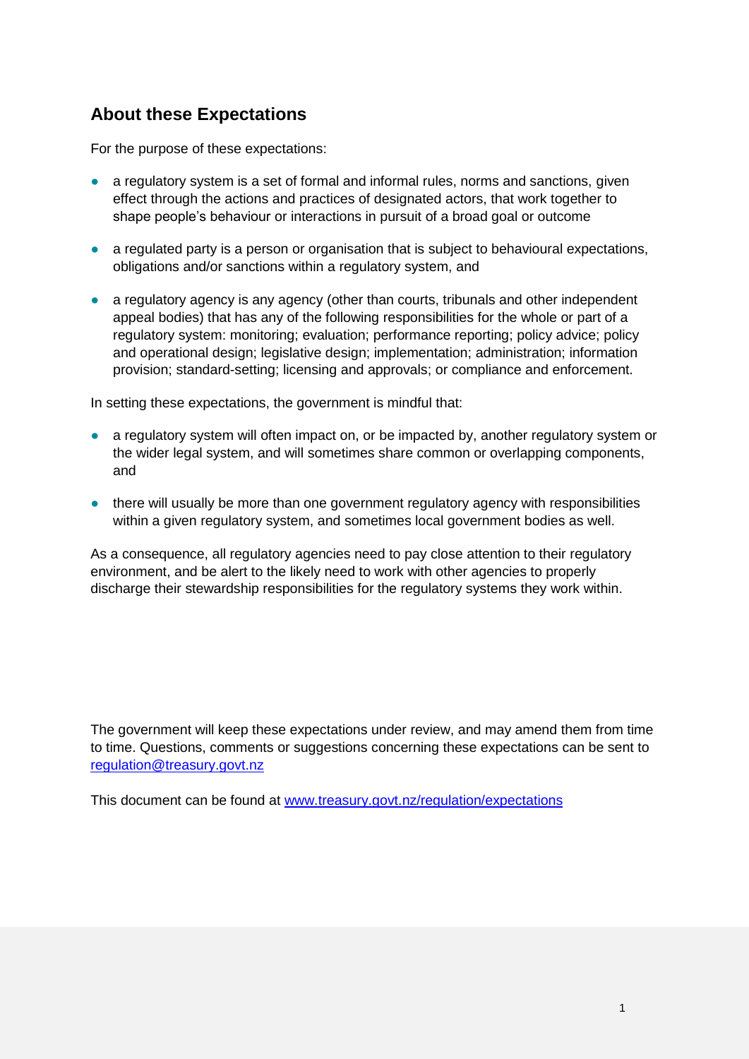## About these Expectations

For the purpose of these expectations:

- a regulatory system is a set of formal and informal rules, norms and sanctions, given effect through the actions and practices of designated actors, that work together to shape people's behaviour or interactions in pursuit of a broad goal or outcome
- a regulated party is a person or organisation that is subject to behavioural expectations, obligations and/or sanctions within a regulatory system, and
- a regulatory agency is any agency (other than courts, tribunals and other independent appeal bodies) that has any of the following responsibilities for the whole or part of a regulatory system: monitoring; evaluation; performance reporting; policy advice; policy and operational design; legislative design; implementation; administration; information provision; standard-setting; licensing and approvals; or compliance and enforcement.

In setting these expectations, the government is mindful that:

- a regulatory system will often impact on, or be impacted by, another regulatory system or the wider legal system, and will sometimes share common or overlapping components, and
- there will usually be more than one government regulatory agency with responsibilities within a given regulatory system, and sometimes local government bodies as well.

As a consequence, all regulatory agencies need to pay close attention to their regulatory environment, and be alert to the likely need to work with other agencies to properly discharge their stewardship responsibilities for the regulatory systems they work within.

The government will keep these expectations under review, and may amend them from time to time. Questions, comments or suggestions concerning these expectations can be sent to [regulation@treasury.govt.nz](mailto:regulation@treasury.govt.nz)

This document can be found at [www.treasury.govt.nz/regulation/expectations](http://www.treasury.govt.nz/regulation/expectations)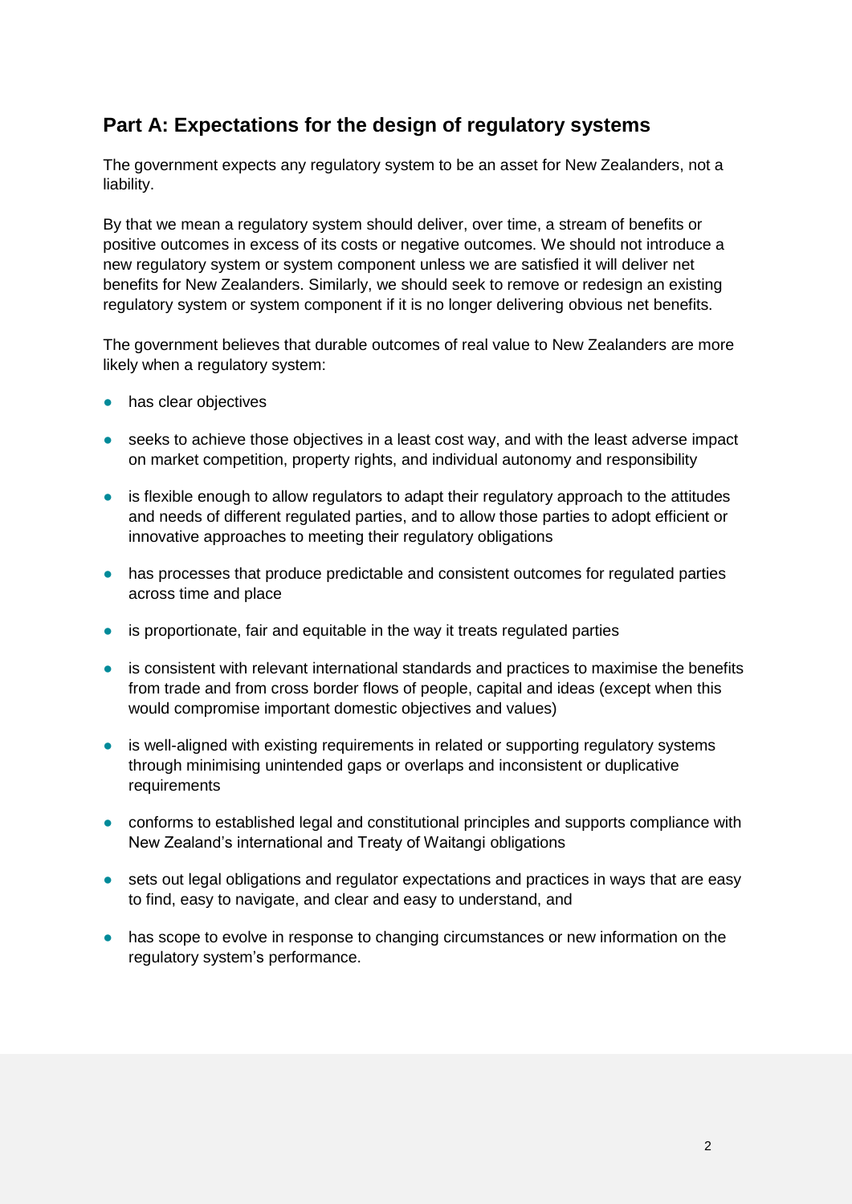## Part A: Expectations for the design of regulatory systems

The government expects any regulatory system to be an asset for New Zealanders, not a liability.

By that we mean a regulatory system should deliver, over time, a stream of benefits or positive outcomes in excess of its costs or negative outcomes. We should not introduce a new regulatory system or system component unless we are satisfied it will deliver net benefits for New Zealanders. Similarly, we should seek to remove or redesign an existing regulatory system or system component if it is no longer delivering obvious net benefits.

The government believes that durable outcomes of real value to New Zealanders are more likely when a regulatory system:

- has clear objectives
- seeks to achieve those objectives in a least cost way, and with the least adverse impact on market competition, property rights, and individual autonomy and responsibility
- is flexible enough to allow regulators to adapt their regulatory approach to the attitudes and needs of different regulated parties, and to allow those parties to adopt efficient or innovative approaches to meeting their regulatory obligations
- has processes that produce predictable and consistent outcomes for regulated parties across time and place
- is proportionate, fair and equitable in the way it treats regulated parties
- is consistent with relevant international standards and practices to maximise the benefits from trade and from cross border flows of people, capital and ideas (except when this would compromise important domestic objectives and values)
- is well-aligned with existing requirements in related or supporting regulatory systems through minimising unintended gaps or overlaps and inconsistent or duplicative requirements
- conforms to established legal and constitutional principles and supports compliance with New Zealand's international and Treaty of Waitangi obligations
- sets out legal obligations and regulator expectations and practices in ways that are easy to find, easy to navigate, and clear and easy to understand, and
- has scope to evolve in response to changing circumstances or new information on the regulatory system's performance.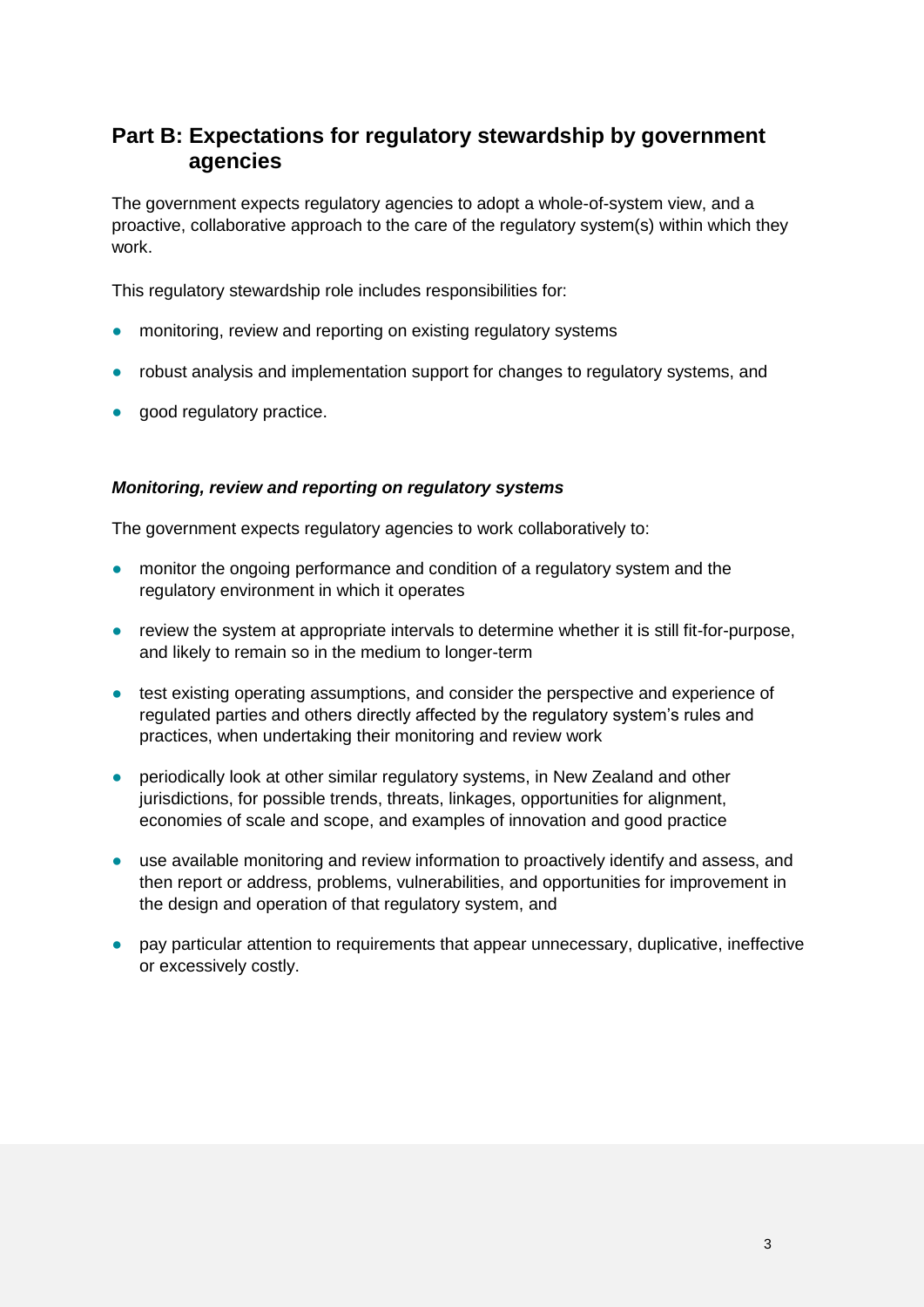## Part B: Expectations for regulatory stewardship by government agencies

The government expects regulatory agencies to adopt a whole-of-system view, and a proactive, collaborative approach to the care of the regulatory system(s) within which they work.

This regulatory stewardship role includes responsibilities for:

- monitoring, review and reporting on existing regulatory systems
- robust analysis and implementation support for changes to regulatory systems, and
- good regulatory practice.

### ***Monitoring, review and reporting on regulatory systems***

The government expects regulatory agencies to work collaboratively to:

- monitor the ongoing performance and condition of a regulatory system and the regulatory environment in which it operates
- review the system at appropriate intervals to determine whether it is still fit-for-purpose, and likely to remain so in the medium to longer-term
- test existing operating assumptions, and consider the perspective and experience of regulated parties and others directly affected by the regulatory system's rules and practices, when undertaking their monitoring and review work
- periodically look at other similar regulatory systems, in New Zealand and other jurisdictions, for possible trends, threats, linkages, opportunities for alignment, economies of scale and scope, and examples of innovation and good practice
- use available monitoring and review information to proactively identify and assess, and then report or address, problems, vulnerabilities, and opportunities for improvement in the design and operation of that regulatory system, and
- pay particular attention to requirements that appear unnecessary, duplicative, ineffective or excessively costly.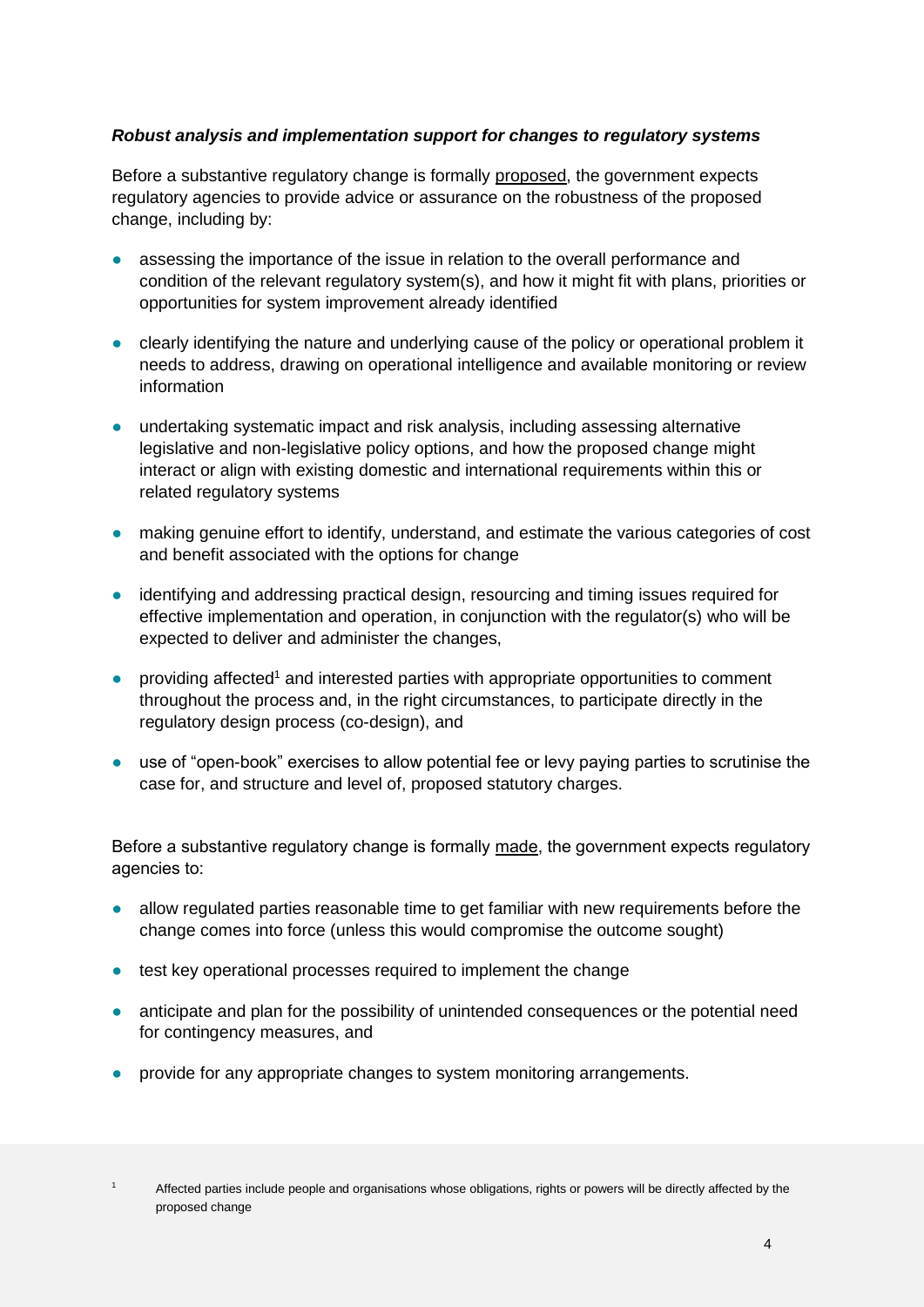### *Robust analysis and implementation support for changes to regulatory systems*

Before a substantive regulatory change is formally proposed, the government expects regulatory agencies to provide advice or assurance on the robustness of the proposed change, including by:

- assessing the importance of the issue in relation to the overall performance and condition of the relevant regulatory system(s), and how it might fit with plans, priorities or opportunities for system improvement already identified
- clearly identifying the nature and underlying cause of the policy or operational problem it needs to address, drawing on operational intelligence and available monitoring or review information
- undertaking systematic impact and risk analysis, including assessing alternative legislative and non-legislative policy options, and how the proposed change might interact or align with existing domestic and international requirements within this or related regulatory systems
- making genuine effort to identify, understand, and estimate the various categories of cost and benefit associated with the options for change
- identifying and addressing practical design, resourcing and timing issues required for effective implementation and operation, in conjunction with the regulator(s) who will be expected to deliver and administer the changes,
- providing affected[1] and interested parties with appropriate opportunities to comment throughout the process and, in the right circumstances, to participate directly in the regulatory design process (co-design), and
- use of "open-book" exercises to allow potential fee or levy paying parties to scrutinise the case for, and structure and level of, proposed statutory charges.

Before a substantive regulatory change is formally made, the government expects regulatory agencies to:

- allow regulated parties reasonable time to get familiar with new requirements before the change comes into force (unless this would compromise the outcome sought)
- test key operational processes required to implement the change
- anticipate and plan for the possibility of unintended consequences or the potential need for contingency measures, and
- provide for any appropriate changes to system monitoring arrangements.

[1] Affected parties include people and organisations whose obligations, rights or powers will be directly affected by the proposed change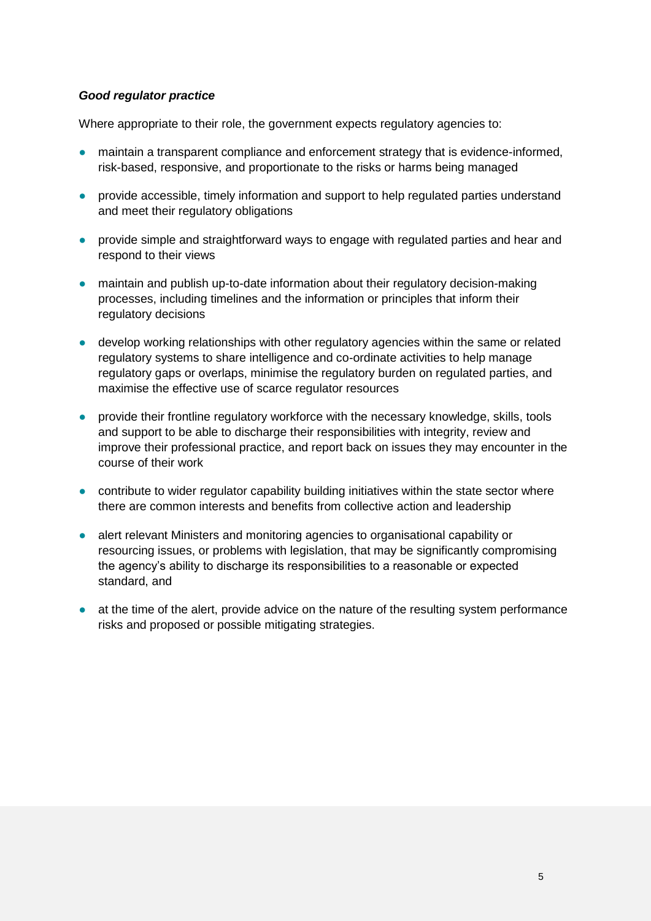***Good regulator practice***

Where appropriate to their role, the government expects regulatory agencies to:

- maintain a transparent compliance and enforcement strategy that is evidence-informed, risk-based, responsive, and proportionate to the risks or harms being managed
- provide accessible, timely information and support to help regulated parties understand and meet their regulatory obligations
- provide simple and straightforward ways to engage with regulated parties and hear and respond to their views
- maintain and publish up-to-date information about their regulatory decision-making processes, including timelines and the information or principles that inform their regulatory decisions
- develop working relationships with other regulatory agencies within the same or related regulatory systems to share intelligence and co-ordinate activities to help manage regulatory gaps or overlaps, minimise the regulatory burden on regulated parties, and maximise the effective use of scarce regulator resources
- provide their frontline regulatory workforce with the necessary knowledge, skills, tools and support to be able to discharge their responsibilities with integrity, review and improve their professional practice, and report back on issues they may encounter in the course of their work
- contribute to wider regulator capability building initiatives within the state sector where there are common interests and benefits from collective action and leadership
- alert relevant Ministers and monitoring agencies to organisational capability or resourcing issues, or problems with legislation, that may be significantly compromising the agency's ability to discharge its responsibilities to a reasonable or expected standard, and
- at the time of the alert, provide advice on the nature of the resulting system performance risks and proposed or possible mitigating strategies.